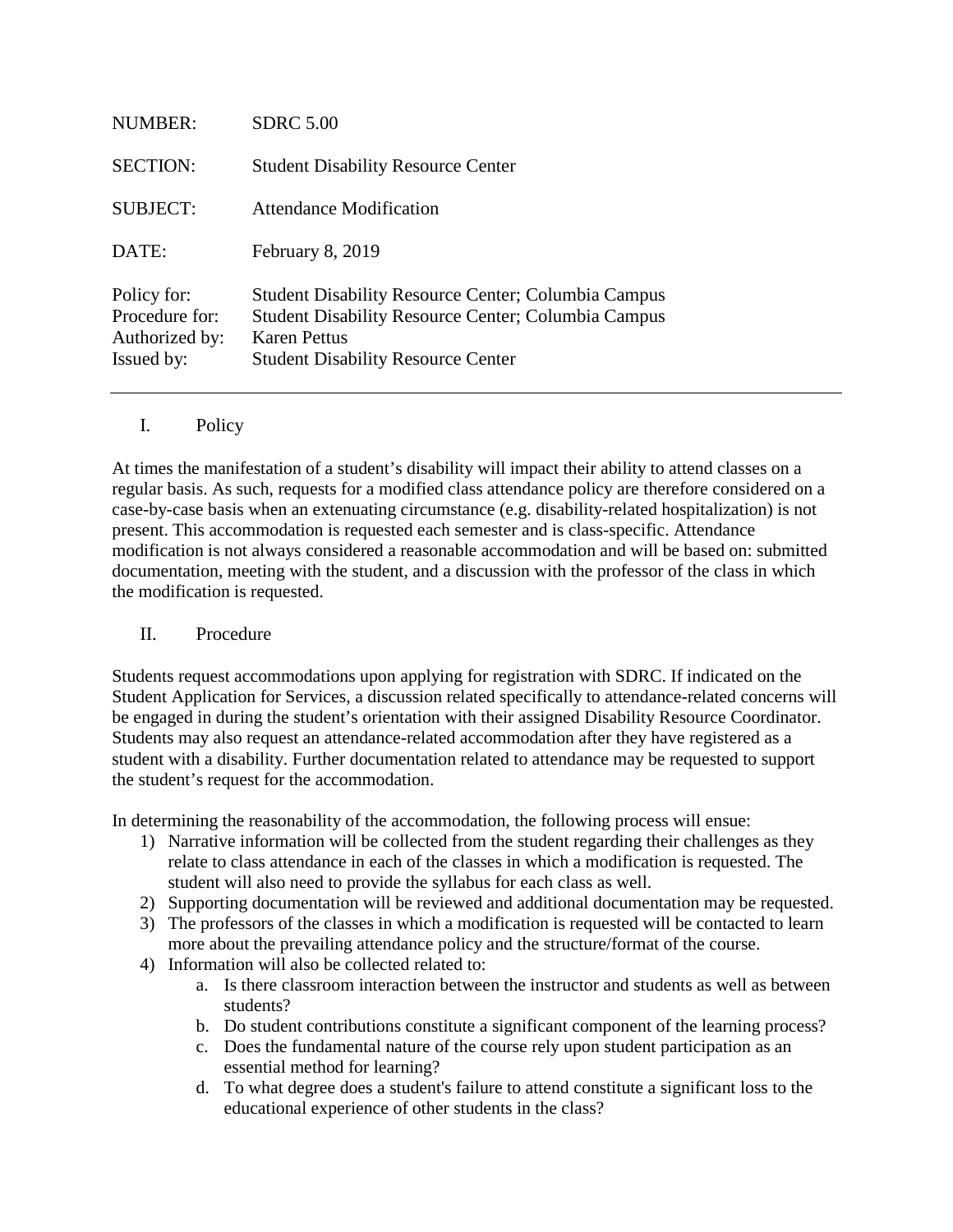| | |
|---|---|
| NUMBER: | SDRC 5.00 |
| SECTION: | Student Disability Resource Center |
| SUBJECT: | Attendance Modification |
| DATE: | February 8, 2019 |
| Policy for: | Student Disability Resource Center; Columbia Campus |
| Procedure for: | Student Disability Resource Center; Columbia Campus |
| Authorized by: | Karen Pettus |
| Issued by: | Student Disability Resource Center |

---

## I. Policy

At times the manifestation of a student's disability will impact their ability to attend classes on a regular basis. As such, requests for a modified class attendance policy are therefore considered on a case-by-case basis when an extenuating circumstance (e.g. disability-related hospitalization) is not present. This accommodation is requested each semester and is class-specific. Attendance modification is not always considered a reasonable accommodation and will be based on: submitted documentation, meeting with the student, and a discussion with the professor of the class in which the modification is requested.

## II. Procedure

Students request accommodations upon applying for registration with SDRC. If indicated on the Student Application for Services, a discussion related specifically to attendance-related concerns will be engaged in during the student's orientation with their assigned Disability Resource Coordinator. Students may also request an attendance-related accommodation after they have registered as a student with a disability. Further documentation related to attendance may be requested to support the student's request for the accommodation.

In determining the reasonability of the accommodation, the following process will ensue:

1) Narrative information will be collected from the student regarding their challenges as they relate to class attendance in each of the classes in which a modification is requested. The student will also need to provide the syllabus for each class as well.
2) Supporting documentation will be reviewed and additional documentation may be requested.
3) The professors of the classes in which a modification is requested will be contacted to learn more about the prevailing attendance policy and the structure/format of the course.
4) Information will also be collected related to:
    a. Is there classroom interaction between the instructor and students as well as between students?
    b. Do student contributions constitute a significant component of the learning process?
    c. Does the fundamental nature of the course rely upon student participation as an essential method for learning?
    d. To what degree does a student's failure to attend constitute a significant loss to the educational experience of other students in the class?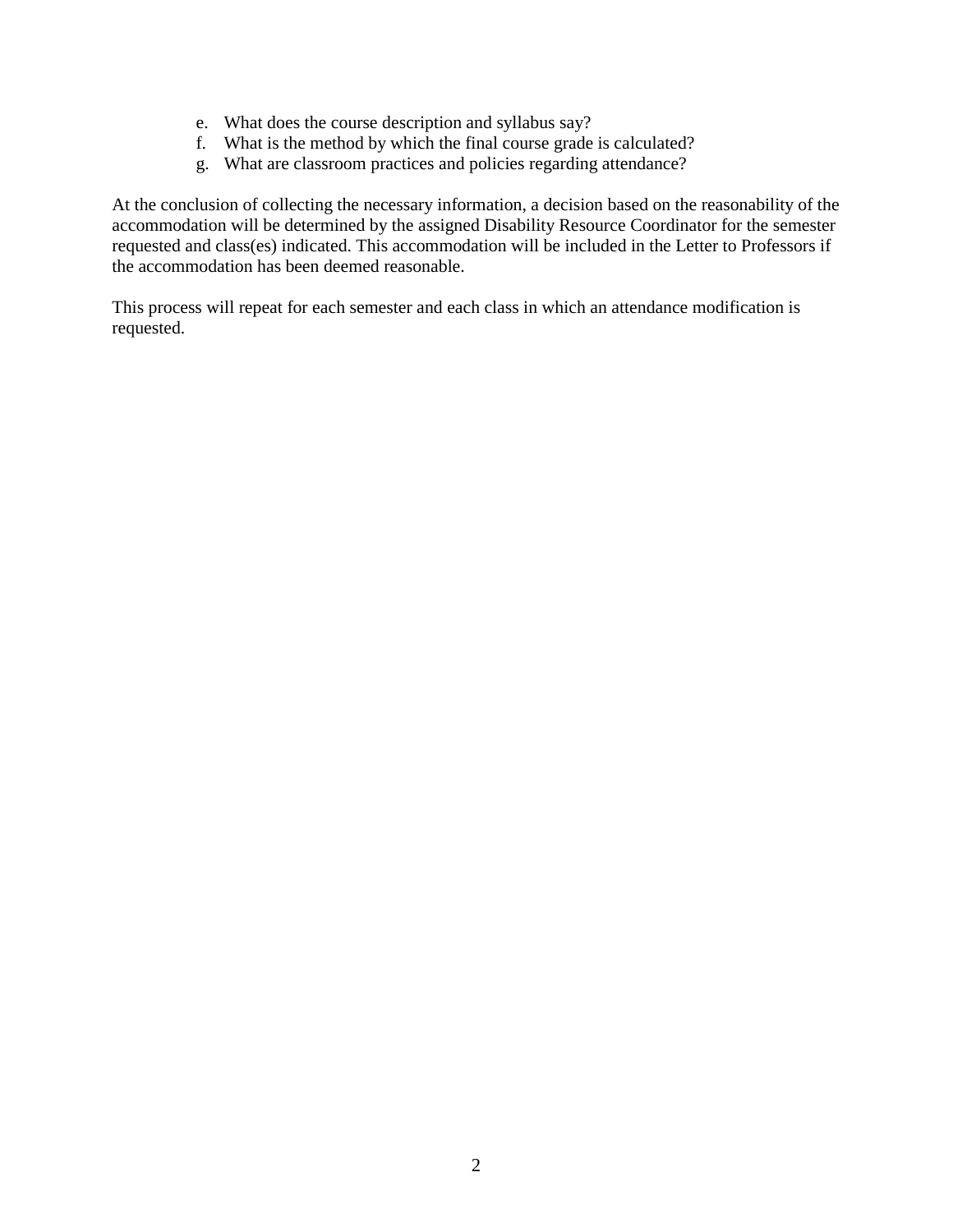e. What does the course description and syllabus say?
f. What is the method by which the final course grade is calculated?
g. What are classroom practices and policies regarding attendance?

At the conclusion of collecting the necessary information, a decision based on the reasonability of the accommodation will be determined by the assigned Disability Resource Coordinator for the semester requested and class(es) indicated. This accommodation will be included in the Letter to Professors if the accommodation has been deemed reasonable.

This process will repeat for each semester and each class in which an attendance modification is requested.